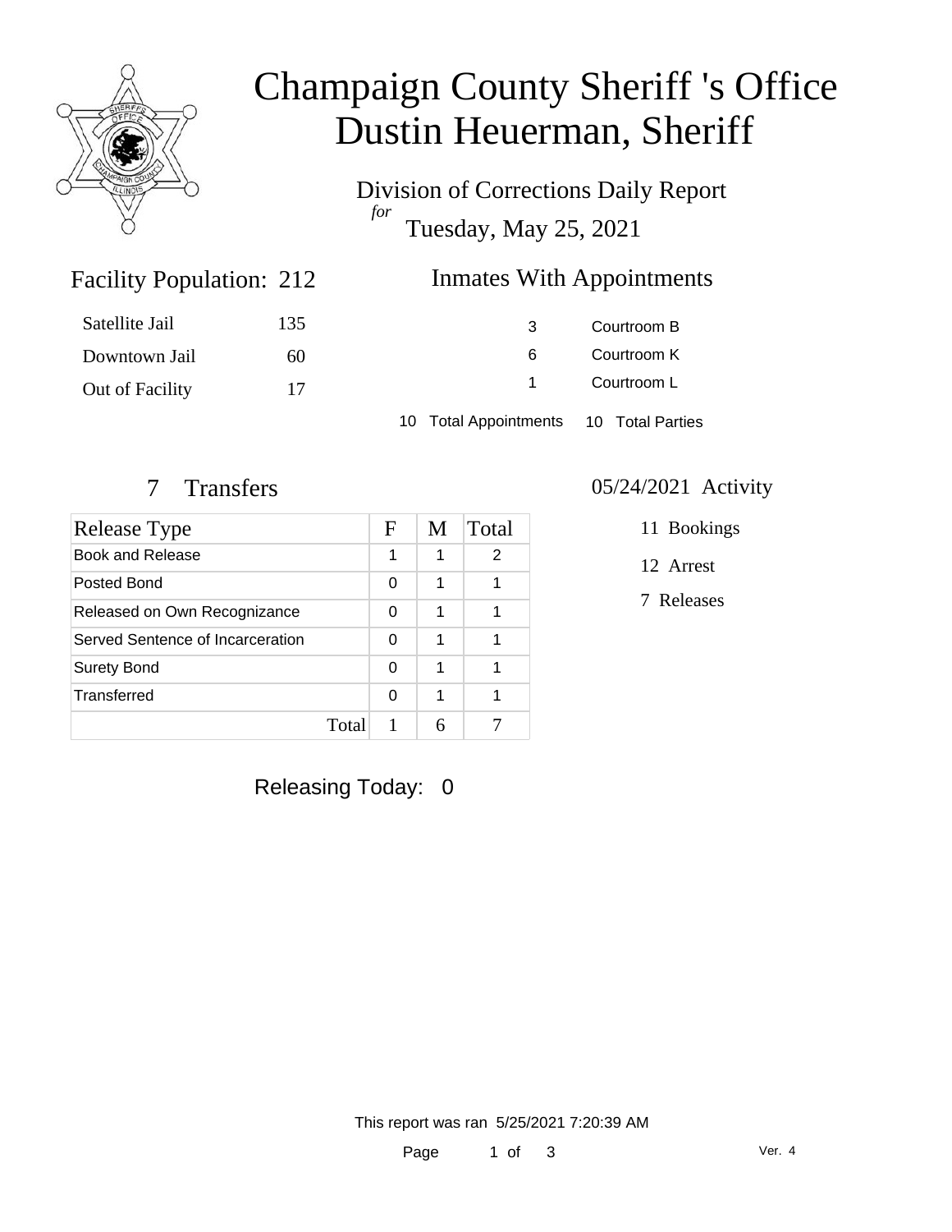# Champaign County Sheriff 's Office
# Dustin Heuerman, Sheriff

## Division of Corrections Daily Report

*for*

Tuesday, May 25, 2021

## Facility Population: 212

| | |
|---|---|
| Satellite Jail | 135 |
| Downtown Jail | 60 |
| Out of Facility | 17 |

## Inmates With Appointments

| | |
|---|---|
| 3 | Courtroom B |
| 6 | Courtroom K |
| 1 | Courtroom L |

10 Total Appointments 10 Total Parties

## 7 Transfers

| Release Type | F | M | Total |
|---|---|---|---|
| Book and Release | 1 | 1 | 2 |
| Posted Bond | 0 | 1 | 1 |
| Released on Own Recognizance | 0 | 1 | 1 |
| Served Sentence of Incarceration | 0 | 1 | 1 |
| Surety Bond | 0 | 1 | 1 |
| Transferred | 0 | 1 | 1 |
| Total | 1 | 6 | 7 |

## 05/24/2021 Activity

- 11 Bookings
- 12 Arrest
- 7 Releases

Releasing Today: 0

This report was ran 5/25/2021 7:20:39 AM

Ver. 4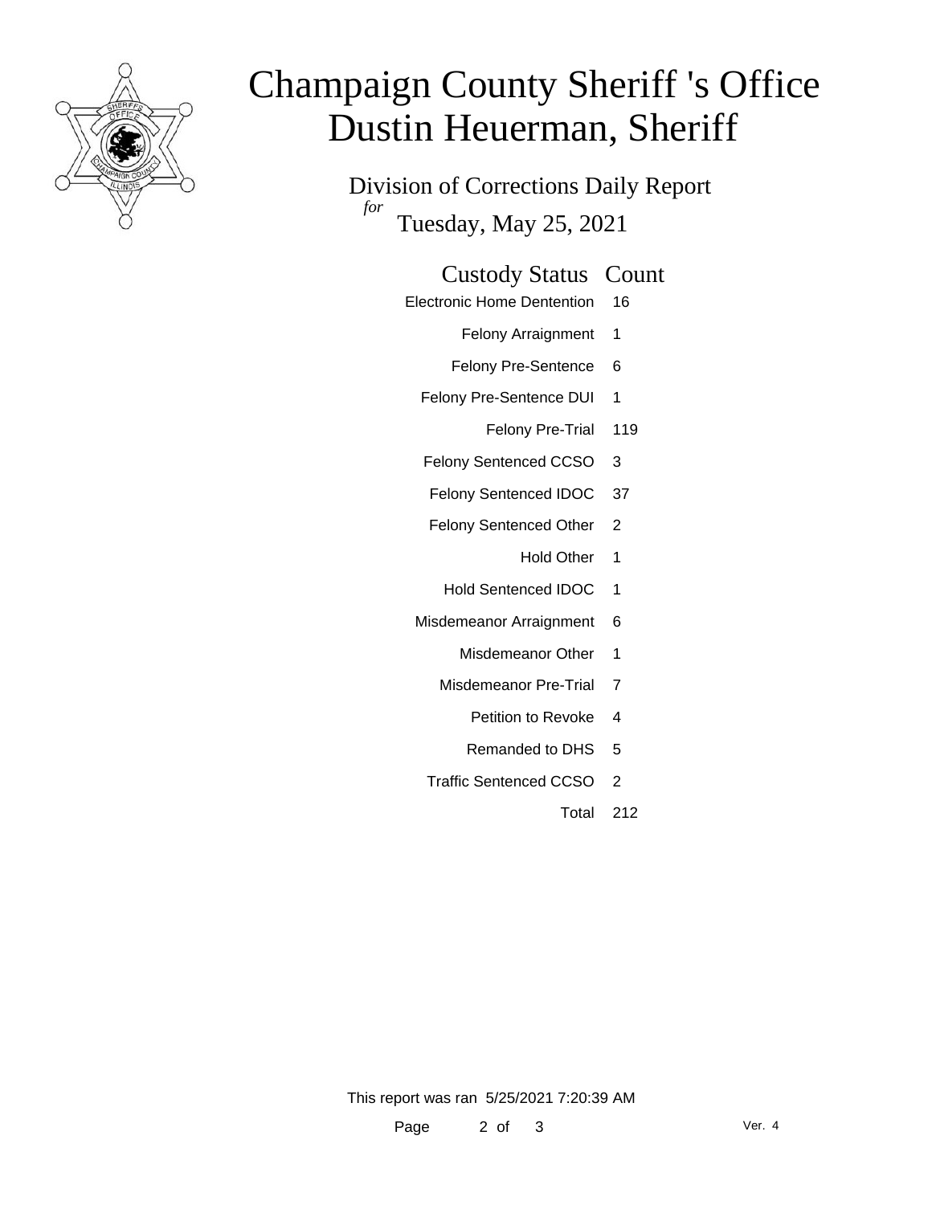# Champaign County Sheriff 's Office
# Dustin Heuerman, Sheriff

Division of Corrections Daily Report

*for*

Tuesday, May 25, 2021

| Custody Status | Count |
|---|---|
| Electronic Home Dentention | 16 |
| Felony Arraignment | 1 |
| Felony Pre-Sentence | 6 |
| Felony Pre-Sentence DUI | 1 |
| Felony Pre-Trial | 119 |
| Felony Sentenced CCSO | 3 |
| Felony Sentenced IDOC | 37 |
| Felony Sentenced Other | 2 |
| Hold Other | 1 |
| Hold Sentenced IDOC | 1 |
| Misdemeanor Arraignment | 6 |
| Misdemeanor Other | 1 |
| Misdemeanor Pre-Trial | 7 |
| Petition to Revoke | 4 |
| Remanded to DHS | 5 |
| Traffic Sentenced CCSO | 2 |
| Total | 212 |

This report was ran 5/25/2021 7:20:39 AM

Ver. 4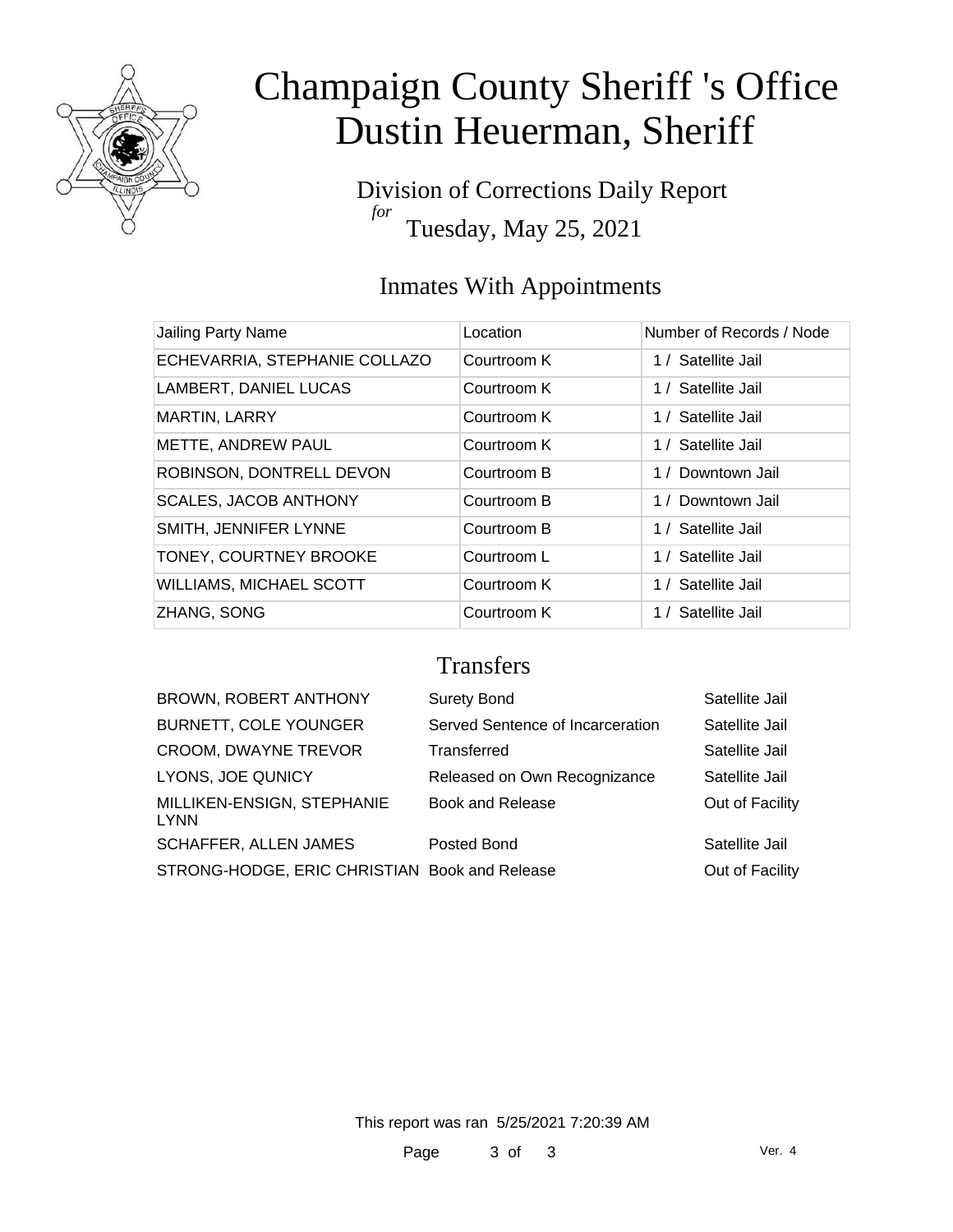# Champaign County Sheriff 's Office
# Dustin Heuerman, Sheriff

Division of Corrections Daily Report
*for*
Tuesday, May 25, 2021

## Inmates With Appointments

| Jailing Party Name | Location | Number of Records / Node |
|---|---|---|
| ECHEVARRIA, STEPHANIE COLLAZO | Courtroom K | 1 / Satellite Jail |
| LAMBERT, DANIEL LUCAS | Courtroom K | 1 / Satellite Jail |
| MARTIN, LARRY | Courtroom K | 1 / Satellite Jail |
| METTE, ANDREW PAUL | Courtroom K | 1 / Satellite Jail |
| ROBINSON, DONTRELL DEVON | Courtroom B | 1 / Downtown Jail |
| SCALES, JACOB ANTHONY | Courtroom B | 1 / Downtown Jail |
| SMITH, JENNIFER LYNNE | Courtroom B | 1 / Satellite Jail |
| TONEY, COURTNEY BROOKE | Courtroom L | 1 / Satellite Jail |
| WILLIAMS, MICHAEL SCOTT | Courtroom K | 1 / Satellite Jail |
| ZHANG, SONG | Courtroom K | 1 / Satellite Jail |

## Transfers

| | | |
|---|---|---|
| BROWN, ROBERT ANTHONY | Surety Bond | Satellite Jail |
| BURNETT, COLE YOUNGER | Served Sentence of Incarceration | Satellite Jail |
| CROOM, DWAYNE TREVOR | Transferred | Satellite Jail |
| LYONS, JOE QUNICY | Released on Own Recognizance | Satellite Jail |
| MILLIKEN-ENSIGN, STEPHANIE LYNN | Book and Release | Out of Facility |
| SCHAFFER, ALLEN JAMES | Posted Bond | Satellite Jail |
| STRONG-HODGE, ERIC CHRISTIAN | Book and Release | Out of Facility |

This report was ran 5/25/2021 7:20:39 AM